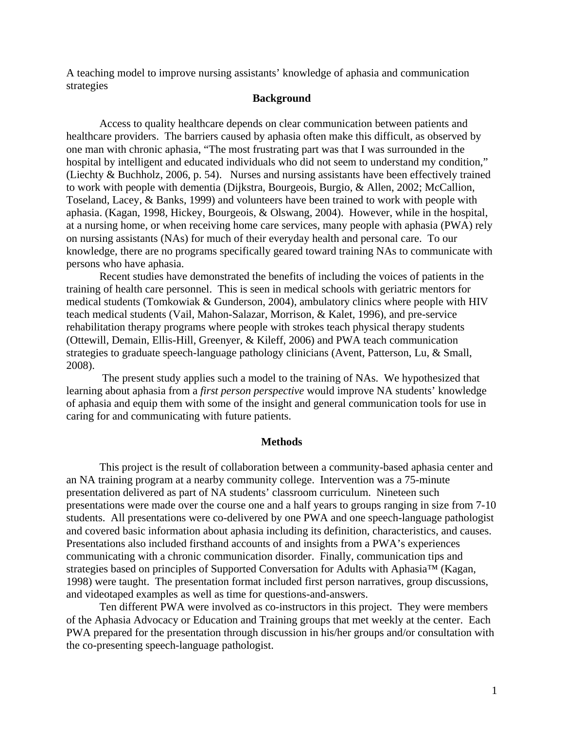A teaching model to improve nursing assistants' knowledge of aphasia and communication strategies

## Background

Access to quality healthcare depends on clear communication between patients and healthcare providers. The barriers caused by aphasia often make this difficult, as observed by one man with chronic aphasia, "The most frustrating part was that I was surrounded in the hospital by intelligent and educated individuals who did not seem to understand my condition," (Liechty & Buchholz, 2006, p. 54). Nurses and nursing assistants have been effectively trained to work with people with dementia (Dijkstra, Bourgeois, Burgio, & Allen, 2002; McCallion, Toseland, Lacey, & Banks, 1999) and volunteers have been trained to work with people with aphasia. (Kagan, 1998, Hickey, Bourgeois, & Olswang, 2004). However, while in the hospital, at a nursing home, or when receiving home care services, many people with aphasia (PWA) rely on nursing assistants (NAs) for much of their everyday health and personal care. To our knowledge, there are no programs specifically geared toward training NAs to communicate with persons who have aphasia.

Recent studies have demonstrated the benefits of including the voices of patients in the training of health care personnel. This is seen in medical schools with geriatric mentors for medical students (Tomkowiak & Gunderson, 2004), ambulatory clinics where people with HIV teach medical students (Vail, Mahon-Salazar, Morrison, & Kalet, 1996), and pre-service rehabilitation therapy programs where people with strokes teach physical therapy students (Ottewill, Demain, Ellis-Hill, Greenyer, & Kileff, 2006) and PWA teach communication strategies to graduate speech-language pathology clinicians (Avent, Patterson, Lu, & Small, 2008).

The present study applies such a model to the training of NAs. We hypothesized that learning about aphasia from a *first person perspective* would improve NA students' knowledge of aphasia and equip them with some of the insight and general communication tools for use in caring for and communicating with future patients.

## Methods

This project is the result of collaboration between a community-based aphasia center and an NA training program at a nearby community college. Intervention was a 75-minute presentation delivered as part of NA students' classroom curriculum. Nineteen such presentations were made over the course one and a half years to groups ranging in size from 7-10 students. All presentations were co-delivered by one PWA and one speech-language pathologist and covered basic information about aphasia including its definition, characteristics, and causes. Presentations also included firsthand accounts of and insights from a PWA's experiences communicating with a chronic communication disorder. Finally, communication tips and strategies based on principles of Supported Conversation for Adults with Aphasia™ (Kagan, 1998) were taught. The presentation format included first person narratives, group discussions, and videotaped examples as well as time for questions-and-answers.

Ten different PWA were involved as co-instructors in this project. They were members of the Aphasia Advocacy or Education and Training groups that met weekly at the center. Each PWA prepared for the presentation through discussion in his/her groups and/or consultation with the co-presenting speech-language pathologist.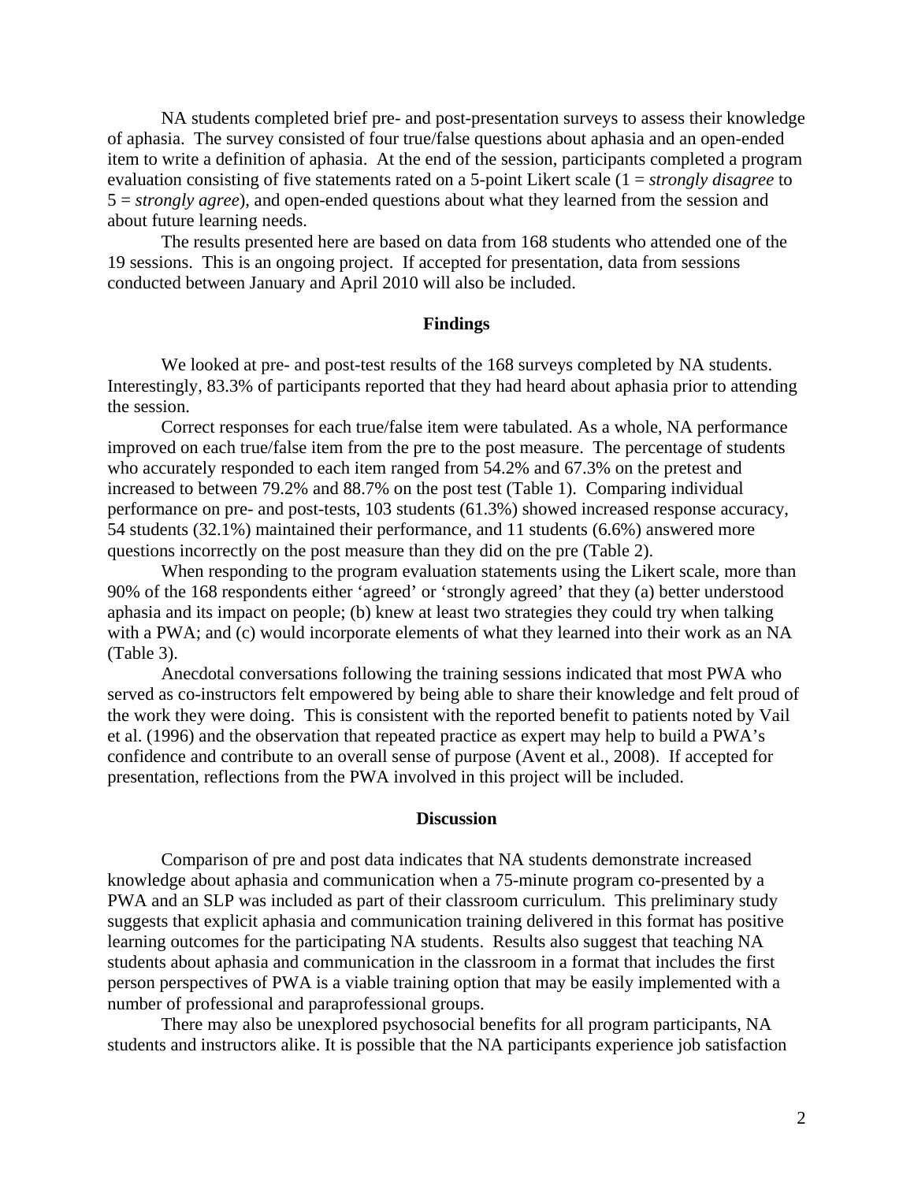NA students completed brief pre- and post-presentation surveys to assess their knowledge of aphasia. The survey consisted of four true/false questions about aphasia and an open-ended item to write a definition of aphasia. At the end of the session, participants completed a program evaluation consisting of five statements rated on a 5-point Likert scale (1 = *strongly disagree* to 5 = *strongly agree*), and open-ended questions about what they learned from the session and about future learning needs.

The results presented here are based on data from 168 students who attended one of the 19 sessions. This is an ongoing project. If accepted for presentation, data from sessions conducted between January and April 2010 will also be included.

## Findings

We looked at pre- and post-test results of the 168 surveys completed by NA students. Interestingly, 83.3% of participants reported that they had heard about aphasia prior to attending the session.

Correct responses for each true/false item were tabulated. As a whole, NA performance improved on each true/false item from the pre to the post measure. The percentage of students who accurately responded to each item ranged from 54.2% and 67.3% on the pretest and increased to between 79.2% and 88.7% on the post test (Table 1). Comparing individual performance on pre- and post-tests, 103 students (61.3%) showed increased response accuracy, 54 students (32.1%) maintained their performance, and 11 students (6.6%) answered more questions incorrectly on the post measure than they did on the pre (Table 2).

When responding to the program evaluation statements using the Likert scale, more than 90% of the 168 respondents either 'agreed' or 'strongly agreed' that they (a) better understood aphasia and its impact on people; (b) knew at least two strategies they could try when talking with a PWA; and (c) would incorporate elements of what they learned into their work as an NA (Table 3).

Anecdotal conversations following the training sessions indicated that most PWA who served as co-instructors felt empowered by being able to share their knowledge and felt proud of the work they were doing. This is consistent with the reported benefit to patients noted by Vail et al. (1996) and the observation that repeated practice as expert may help to build a PWA's confidence and contribute to an overall sense of purpose (Avent et al., 2008). If accepted for presentation, reflections from the PWA involved in this project will be included.

## Discussion

Comparison of pre and post data indicates that NA students demonstrate increased knowledge about aphasia and communication when a 75-minute program co-presented by a PWA and an SLP was included as part of their classroom curriculum. This preliminary study suggests that explicit aphasia and communication training delivered in this format has positive learning outcomes for the participating NA students. Results also suggest that teaching NA students about aphasia and communication in the classroom in a format that includes the first person perspectives of PWA is a viable training option that may be easily implemented with a number of professional and paraprofessional groups.

There may also be unexplored psychosocial benefits for all program participants, NA students and instructors alike. It is possible that the NA participants experience job satisfaction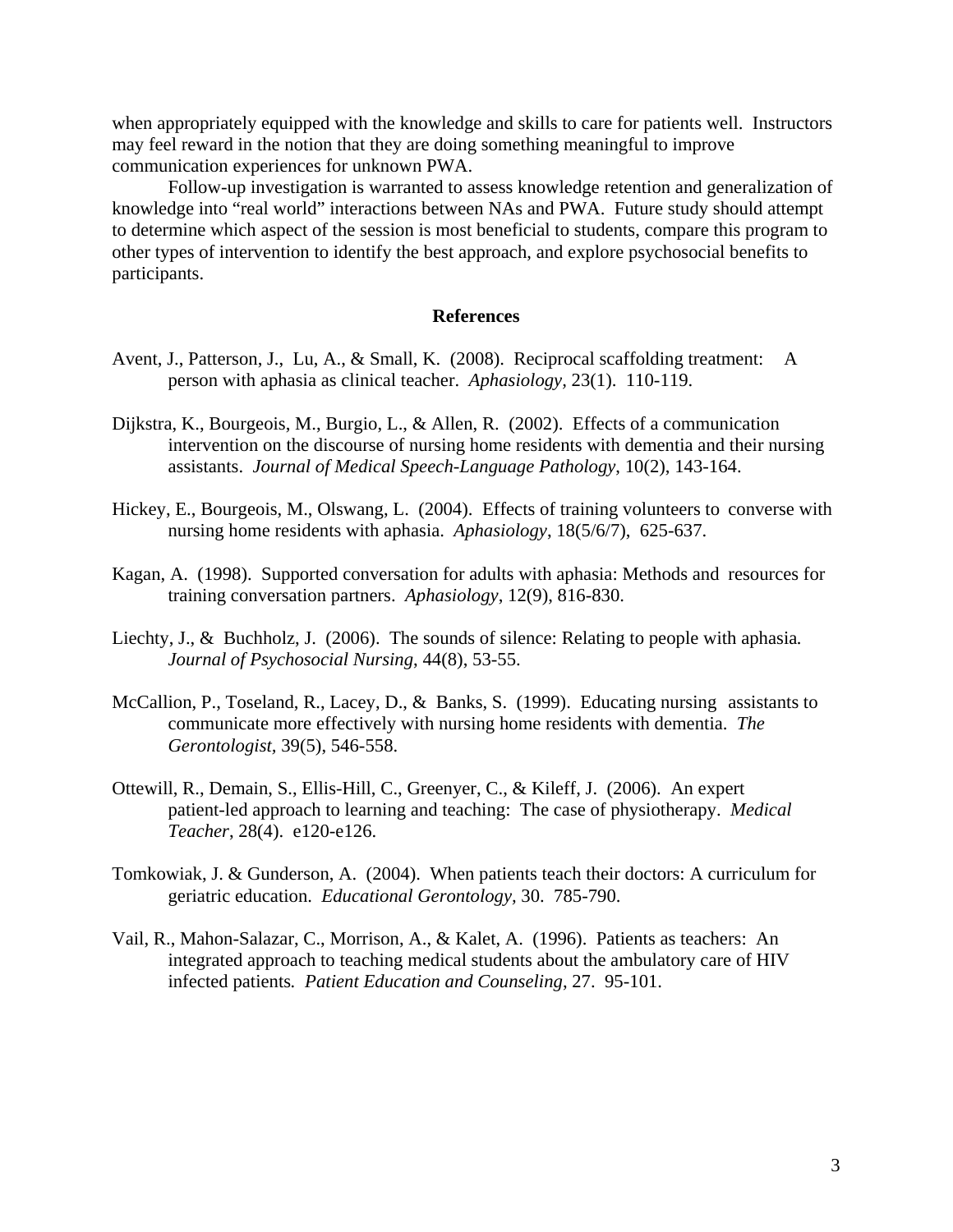when appropriately equipped with the knowledge and skills to care for patients well. Instructors may feel reward in the notion that they are doing something meaningful to improve communication experiences for unknown PWA.

Follow-up investigation is warranted to assess knowledge retention and generalization of knowledge into "real world" interactions between NAs and PWA. Future study should attempt to determine which aspect of the session is most beneficial to students, compare this program to other types of intervention to identify the best approach, and explore psychosocial benefits to participants.

## References

Avent, J., Patterson, J., Lu, A., & Small, K. (2008). Reciprocal scaffolding treatment: A person with aphasia as clinical teacher. *Aphasiology,* 23(1). 110-119.

Dijkstra, K., Bourgeois, M., Burgio, L., & Allen, R. (2002). Effects of a communication intervention on the discourse of nursing home residents with dementia and their nursing assistants. *Journal of Medical Speech-Language Pathology*, 10(2), 143-164.

Hickey, E., Bourgeois, M., Olswang, L. (2004). Effects of training volunteers to converse with nursing home residents with aphasia. *Aphasiology*, 18(5/6/7), 625-637.

Kagan, A. (1998). Supported conversation for adults with aphasia: Methods and resources for training conversation partners. *Aphasiology*, 12(9), 816-830.

Liechty, J., & Buchholz, J. (2006). The sounds of silence: Relating to people with aphasia. *Journal of Psychosocial Nursing*, 44(8), 53-55.

McCallion, P., Toseland, R., Lacey, D., & Banks, S. (1999). Educating nursing assistants to communicate more effectively with nursing home residents with dementia. *The Gerontologist,* 39(5), 546-558.

Ottewill, R., Demain, S., Ellis-Hill, C., Greenyer, C., & Kileff, J. (2006). An expert patient-led approach to learning and teaching: The case of physiotherapy. *Medical Teacher*, 28(4). e120-e126.

Tomkowiak, J. & Gunderson, A. (2004). When patients teach their doctors: A curriculum for geriatric education. *Educational Gerontology,* 30. 785-790.

Vail, R., Mahon-Salazar, C., Morrison, A., & Kalet, A. (1996). Patients as teachers: An integrated approach to teaching medical students about the ambulatory care of HIV infected patients. *Patient Education and Counseling*, 27. 95-101.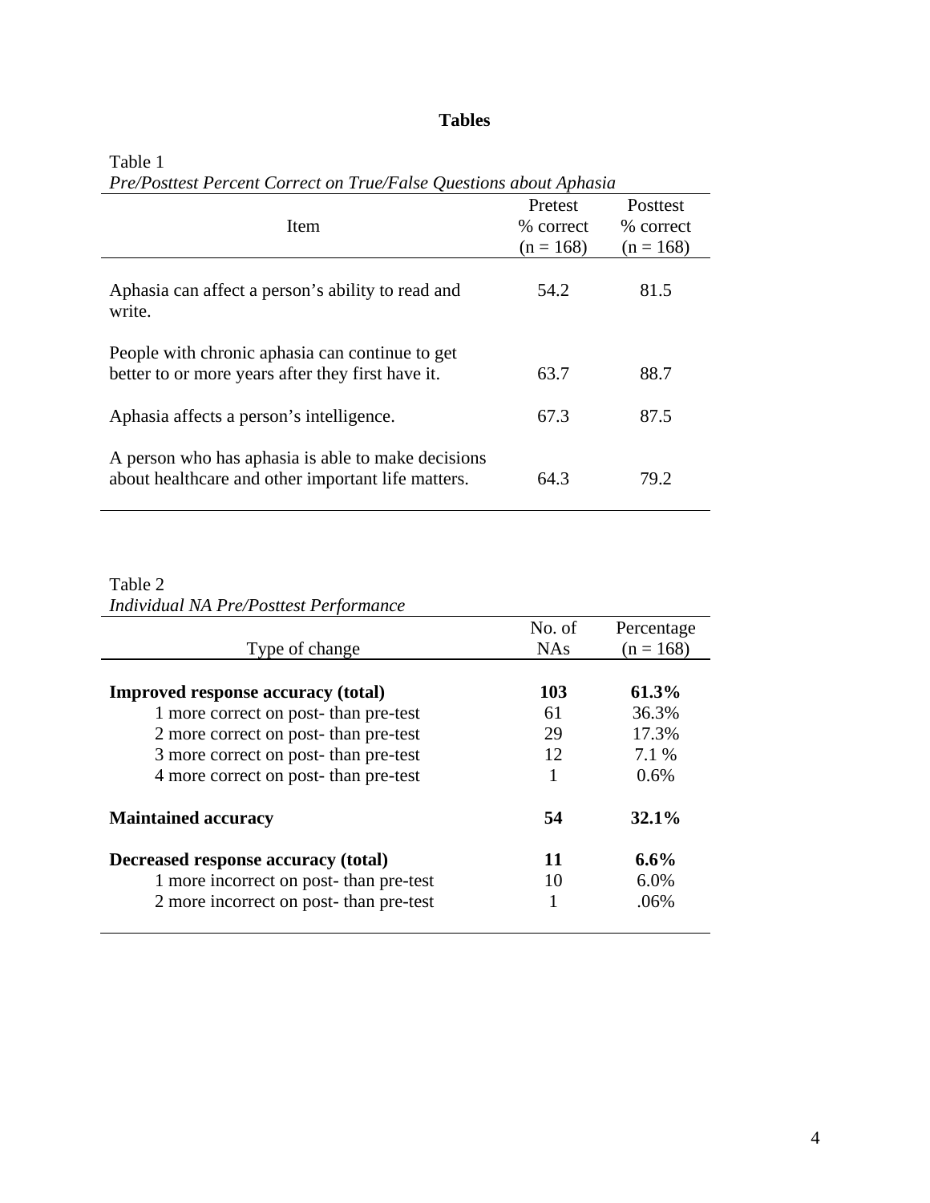# Tables

Table 1

*Pre/Posttest Percent Correct on True/False Questions about Aphasia*

| Item | Pretest % correct (n = 168) | Posttest % correct (n = 168) |
|---|---|---|
| Aphasia can affect a person's ability to read and write. | 54.2 | 81.5 |
| People with chronic aphasia can continue to get better to or more years after they first have it. | 63.7 | 88.7 |
| Aphasia affects a person's intelligence. | 67.3 | 87.5 |
| A person who has aphasia is able to make decisions about healthcare and other important life matters. | 64.3 | 79.2 |

Table 2

*Individual NA Pre/Posttest Performance*

| Type of change | No. of NAs | Percentage (n = 168) |
|---|---|---|
| **Improved response accuracy (total)** | **103** | **61.3%** |
| 1 more correct on post- than pre-test | 61 | 36.3% |
| 2 more correct on post- than pre-test | 29 | 17.3% |
| 3 more correct on post- than pre-test | 12 | 7.1 % |
| 4 more correct on post- than pre-test | 1 | 0.6% |
| **Maintained accuracy** | **54** | **32.1%** |
| **Decreased response accuracy (total)** | **11** | **6.6%** |
| 1 more incorrect on post- than pre-test | 10 | 6.0% |
| 2 more incorrect on post- than pre-test | 1 | .06% |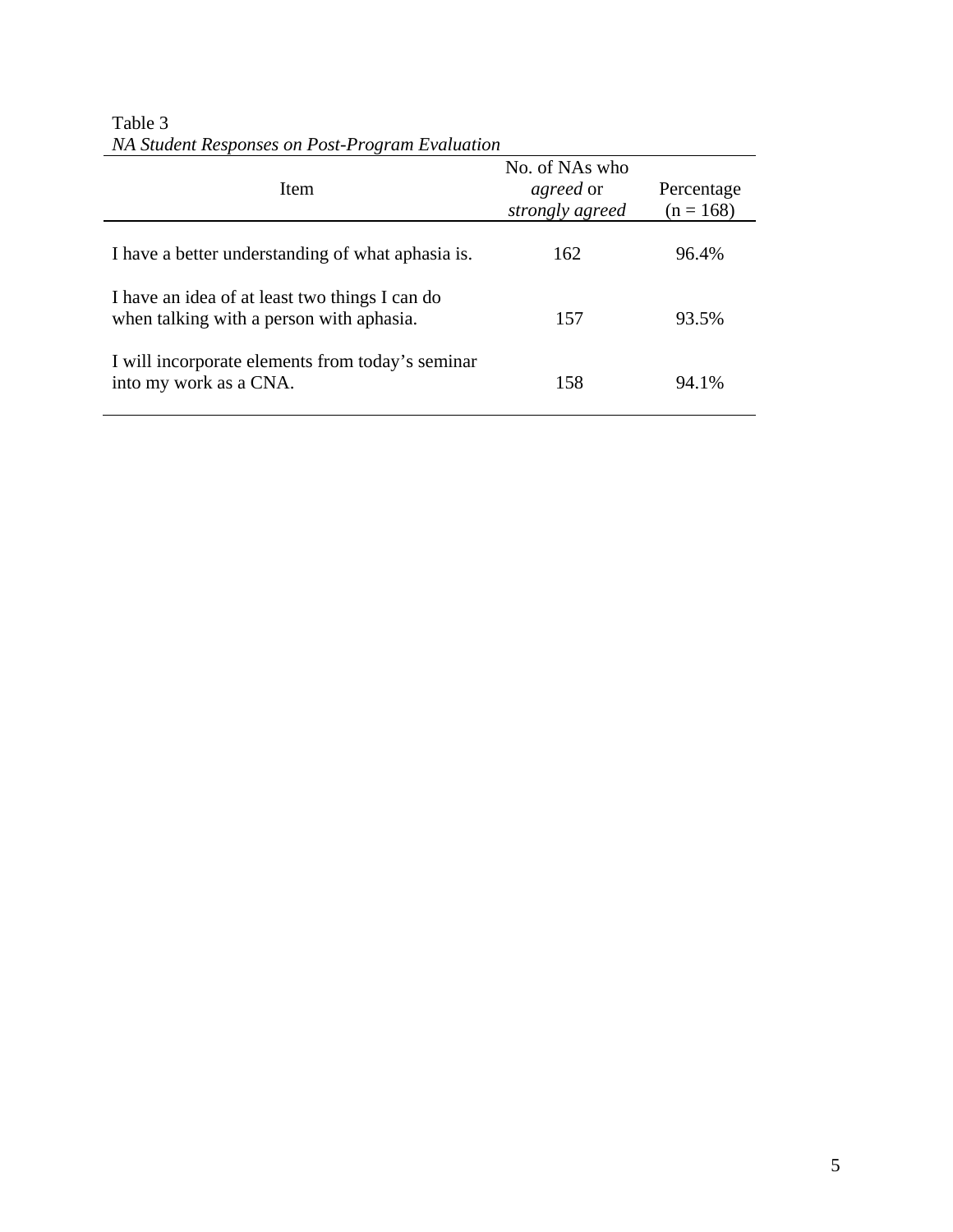Table 3
*NA Student Responses on Post-Program Evaluation*

| Item | No. of NAs who *agreed* or *strongly agreed* | Percentage (n = 168) |
|---|---|---|
| I have a better understanding of what aphasia is. | 162 | 96.4% |
| I have an idea of at least two things I can do when talking with a person with aphasia. | 157 | 93.5% |
| I will incorporate elements from today's seminar into my work as a CNA. | 158 | 94.1% |